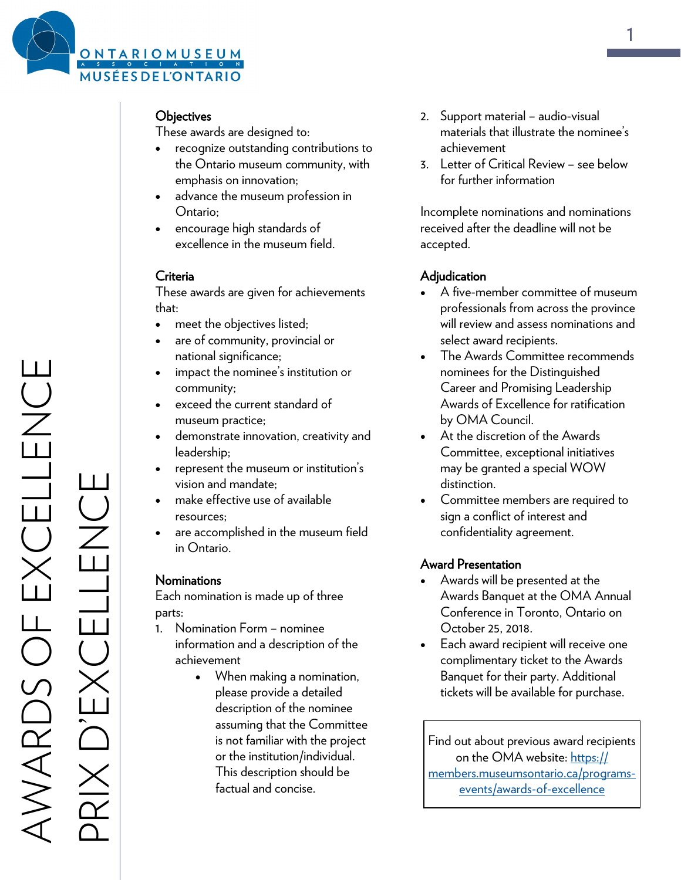ONTARIO MUSEUM ASSOCIATION
MUSÉES DE L'ONTARIO

# AWARDS OF EXCELLENCE
# PRIX D'EXCELLENCE

## Objectives

These awards are designed to:

- recognize outstanding contributions to the Ontario museum community, with emphasis on innovation;
- advance the museum profession in Ontario;
- encourage high standards of excellence in the museum field.

## Criteria

These awards are given for achievements that:

- meet the objectives listed;
- are of community, provincial or national significance;
- impact the nominee's institution or community;
- exceed the current standard of museum practice;
- demonstrate innovation, creativity and leadership;
- represent the museum or institution's vision and mandate;
- make effective use of available resources;
- are accomplished in the museum field in Ontario.

## Nominations

Each nomination is made up of three parts:

1. Nomination Form – nominee information and a description of the achievement
    - When making a nomination, please provide a detailed description of the nominee assuming that the Committee is not familiar with the project or the institution/individual. This description should be factual and concise.
2. Support material – audio-visual materials that illustrate the nominee's achievement
3. Letter of Critical Review – see below for further information

Incomplete nominations and nominations received after the deadline will not be accepted.

## Adjudication

- A five-member committee of museum professionals from across the province will review and assess nominations and select award recipients.
- The Awards Committee recommends nominees for the Distinguished Career and Promising Leadership Awards of Excellence for ratification by OMA Council.
- At the discretion of the Awards Committee, exceptional initiatives may be granted a special WOW distinction.
- Committee members are required to sign a conflict of interest and confidentiality agreement.

## Award Presentation

- Awards will be presented at the Awards Banquet at the OMA Annual Conference in Toronto, Ontario on October 25, 2018.
- Each award recipient will receive one complimentary ticket to the Awards Banquet for their party. Additional tickets will be available for purchase.

Find out about previous award recipients on the OMA website: https://members.museumsontario.ca/programs-events/awards-of-excellence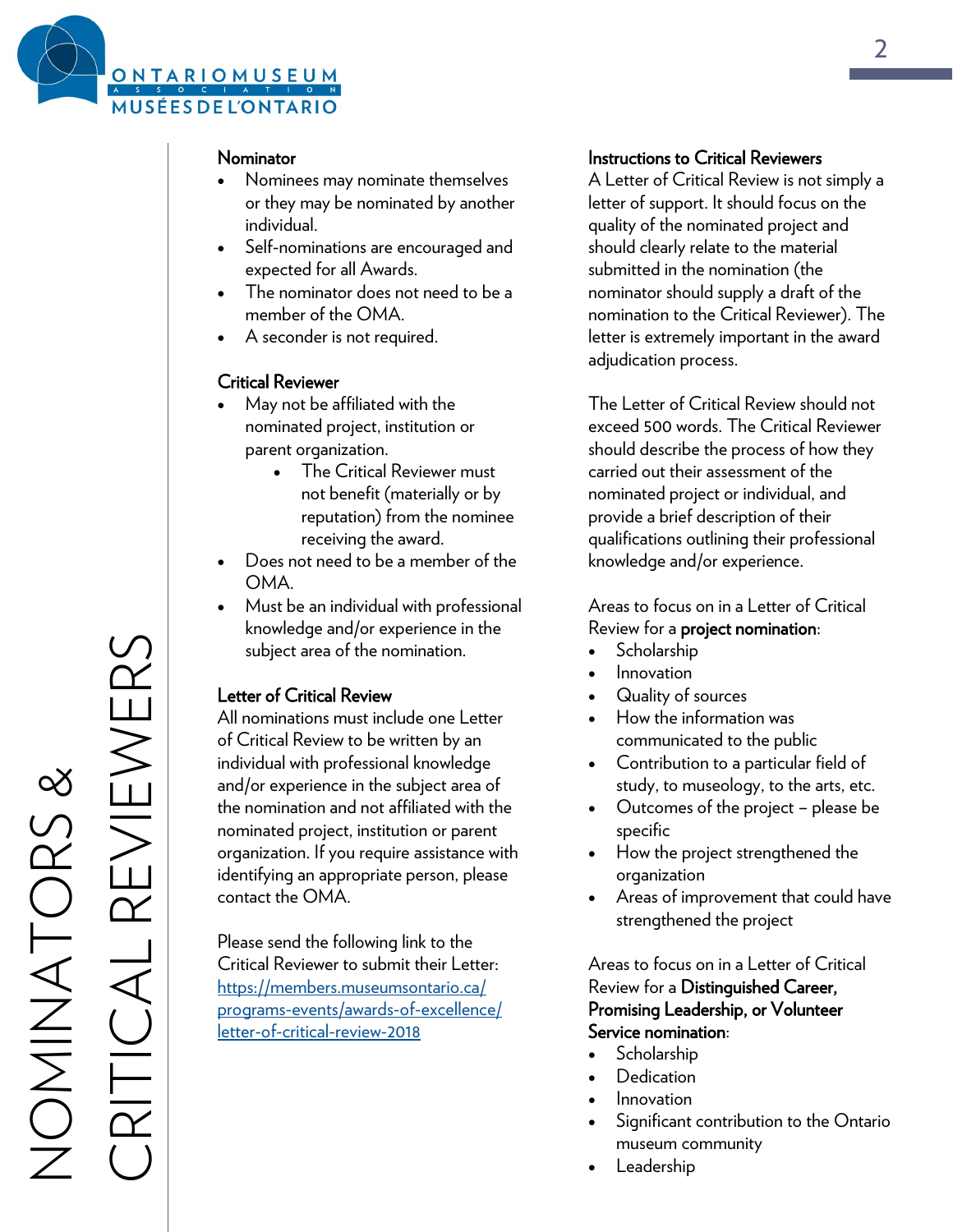# NOMINATORS & CRITICAL REVIEWERS

### Nominator

- Nominees may nominate themselves or they may be nominated by another individual.
- Self-nominations are encouraged and expected for all Awards.
- The nominator does not need to be a member of the OMA.
- A seconder is not required.

### Critical Reviewer

- May not be affiliated with the nominated project, institution or parent organization.
  - The Critical Reviewer must not benefit (materially or by reputation) from the nominee receiving the award.
- Does not need to be a member of the OMA.
- Must be an individual with professional knowledge and/or experience in the subject area of the nomination.

### Letter of Critical Review

All nominations must include one Letter of Critical Review to be written by an individual with professional knowledge and/or experience in the subject area of the nomination and not affiliated with the nominated project, institution or parent organization. If you require assistance with identifying an appropriate person, please contact the OMA.

Please send the following link to the Critical Reviewer to submit their Letter: [https://members.museumsontario.ca/programs-events/awards-of-excellence/letter-of-critical-review-2018](https://members.museumsontario.ca/programs-events/awards-of-excellence/letter-of-critical-review-2018)

### Instructions to Critical Reviewers

A Letter of Critical Review is not simply a letter of support. It should focus on the quality of the nominated project and should clearly relate to the material submitted in the nomination (the nominator should supply a draft of the nomination to the Critical Reviewer). The letter is extremely important in the award adjudication process.

The Letter of Critical Review should not exceed 500 words. The Critical Reviewer should describe the process of how they carried out their assessment of the nominated project or individual, and provide a brief description of their qualifications outlining their professional knowledge and/or experience.

Areas to focus on in a Letter of Critical Review for a **project nomination**:

- Scholarship
- Innovation
- Quality of sources
- How the information was communicated to the public
- Contribution to a particular field of study, to museology, to the arts, etc.
- Outcomes of the project – please be specific
- How the project strengthened the organization
- Areas of improvement that could have strengthened the project

Areas to focus on in a Letter of Critical Review for a **Distinguished Career, Promising Leadership, or Volunteer Service nomination**:

- Scholarship
- Dedication
- Innovation
- Significant contribution to the Ontario museum community
- Leadership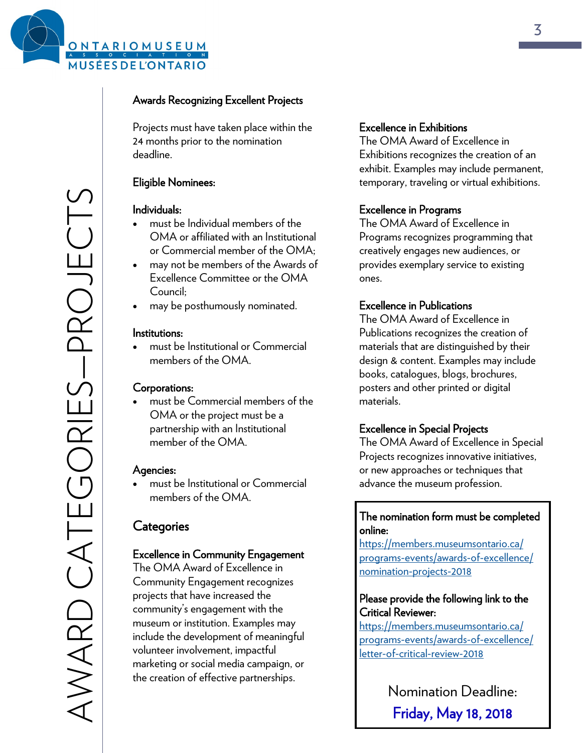# AWARD CATEGORIES—PROJECTS

## Awards Recognizing Excellent Projects

Projects must have taken place within the 24 months prior to the nomination deadline.

### Eligible Nominees:

**Individuals:**

- must be Individual members of the OMA or affiliated with an Institutional or Commercial member of the OMA;
- may not be members of the Awards of Excellence Committee or the OMA Council;
- may be posthumously nominated.

**Institutions:**

- must be Institutional or Commercial members of the OMA.

**Corporations:**

- must be Commercial members of the OMA or the project must be a partnership with an Institutional member of the OMA.

**Agencies:**

- must be Institutional or Commercial members of the OMA.

## Categories

### Excellence in Community Engagement

The OMA Award of Excellence in Community Engagement recognizes projects that have increased the community's engagement with the museum or institution. Examples may include the development of meaningful volunteer involvement, impactful marketing or social media campaign, or the creation of effective partnerships.

### Excellence in Exhibitions

The OMA Award of Excellence in Exhibitions recognizes the creation of an exhibit. Examples may include permanent, temporary, traveling or virtual exhibitions.

### Excellence in Programs

The OMA Award of Excellence in Programs recognizes programming that creatively engages new audiences, or provides exemplary service to existing ones.

### Excellence in Publications

The OMA Award of Excellence in Publications recognizes the creation of materials that are distinguished by their design & content. Examples may include books, catalogues, blogs, brochures, posters and other printed or digital materials.

### Excellence in Special Projects

The OMA Award of Excellence in Special Projects recognizes innovative initiatives, or new approaches or techniques that advance the museum profession.

**The nomination form must be completed online:**
https://members.museumsontario.ca/programs-events/awards-of-excellence/nomination-projects-2018

**Please provide the following link to the Critical Reviewer:**
https://members.museumsontario.ca/programs-events/awards-of-excellence/letter-of-critical-review-2018

Nomination Deadline:

**Friday, May 18, 2018**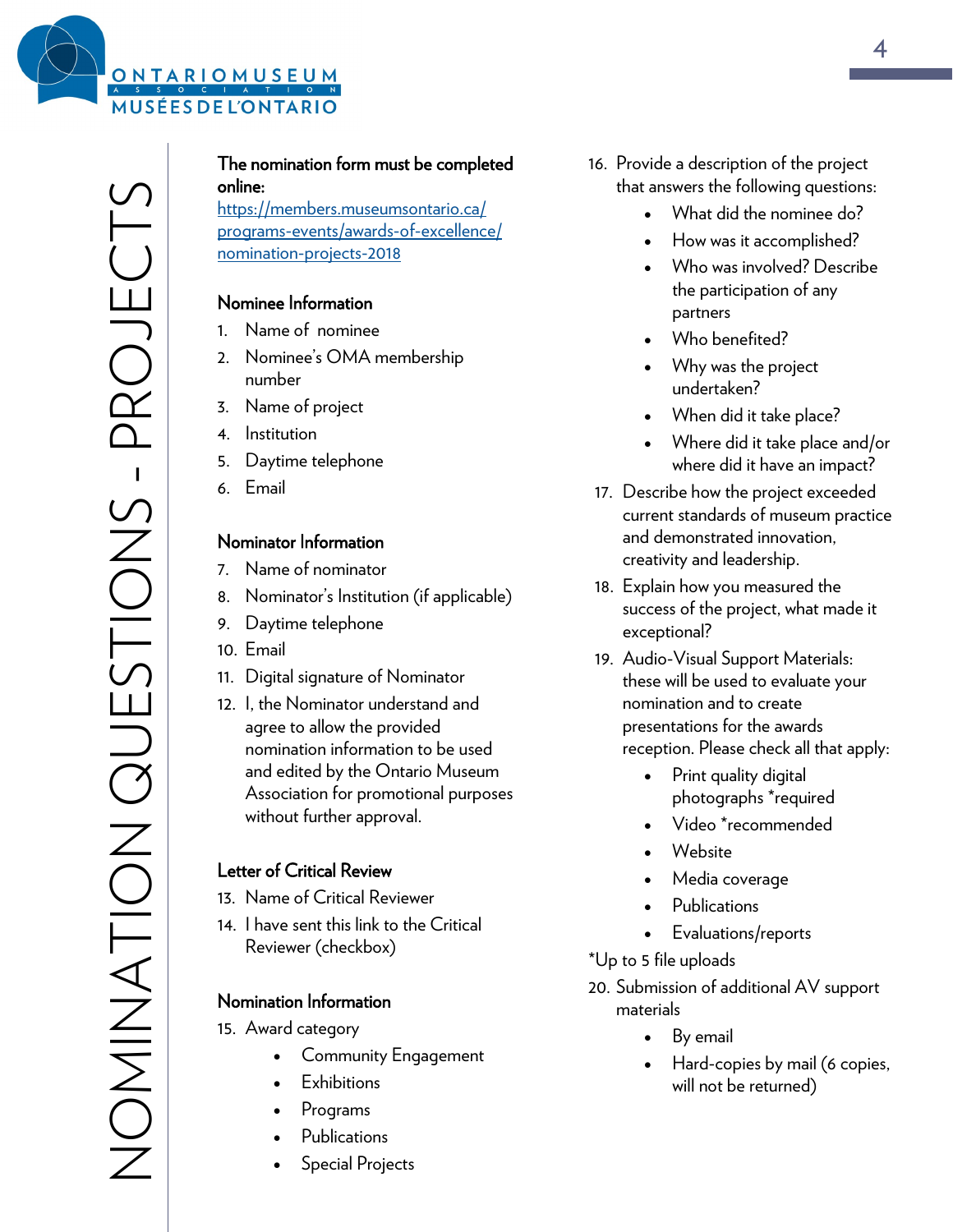# NOMINATION QUESTIONS - PROJECTS

**The nomination form must be completed online:**
https://members.museumsontario.ca/programs-events/awards-of-excellence/nomination-projects-2018

## Nominee Information

1. Name of nominee
2. Nominee's OMA membership number
3. Name of project
4. Institution
5. Daytime telephone
6. Email

## Nominator Information

7. Name of nominator
8. Nominator's Institution (if applicable)
9. Daytime telephone
10. Email
11. Digital signature of Nominator
12. I, the Nominator understand and agree to allow the provided nomination information to be used and edited by the Ontario Museum Association for promotional purposes without further approval.

## Letter of Critical Review

13. Name of Critical Reviewer
14. I have sent this link to the Critical Reviewer (checkbox)

## Nomination Information

15. Award category
    - Community Engagement
    - Exhibitions
    - Programs
    - Publications
    - Special Projects
16. Provide a description of the project that answers the following questions:
    - What did the nominee do?
    - How was it accomplished?
    - Who was involved? Describe the participation of any partners
    - Who benefited?
    - Why was the project undertaken?
    - When did it take place?
    - Where did it take place and/or where did it have an impact?
17. Describe how the project exceeded current standards of museum practice and demonstrated innovation, creativity and leadership.
18. Explain how you measured the success of the project, what made it exceptional?
19. Audio-Visual Support Materials: these will be used to evaluate your nomination and to create presentations for the awards reception. Please check all that apply:
    - Print quality digital photographs *required
    - Video *recommended
    - Website
    - Media coverage
    - Publications
    - Evaluations/reports

*Up to 5 file uploads

20. Submission of additional AV support materials
    - By email
    - Hard-copies by mail (6 copies, will not be returned)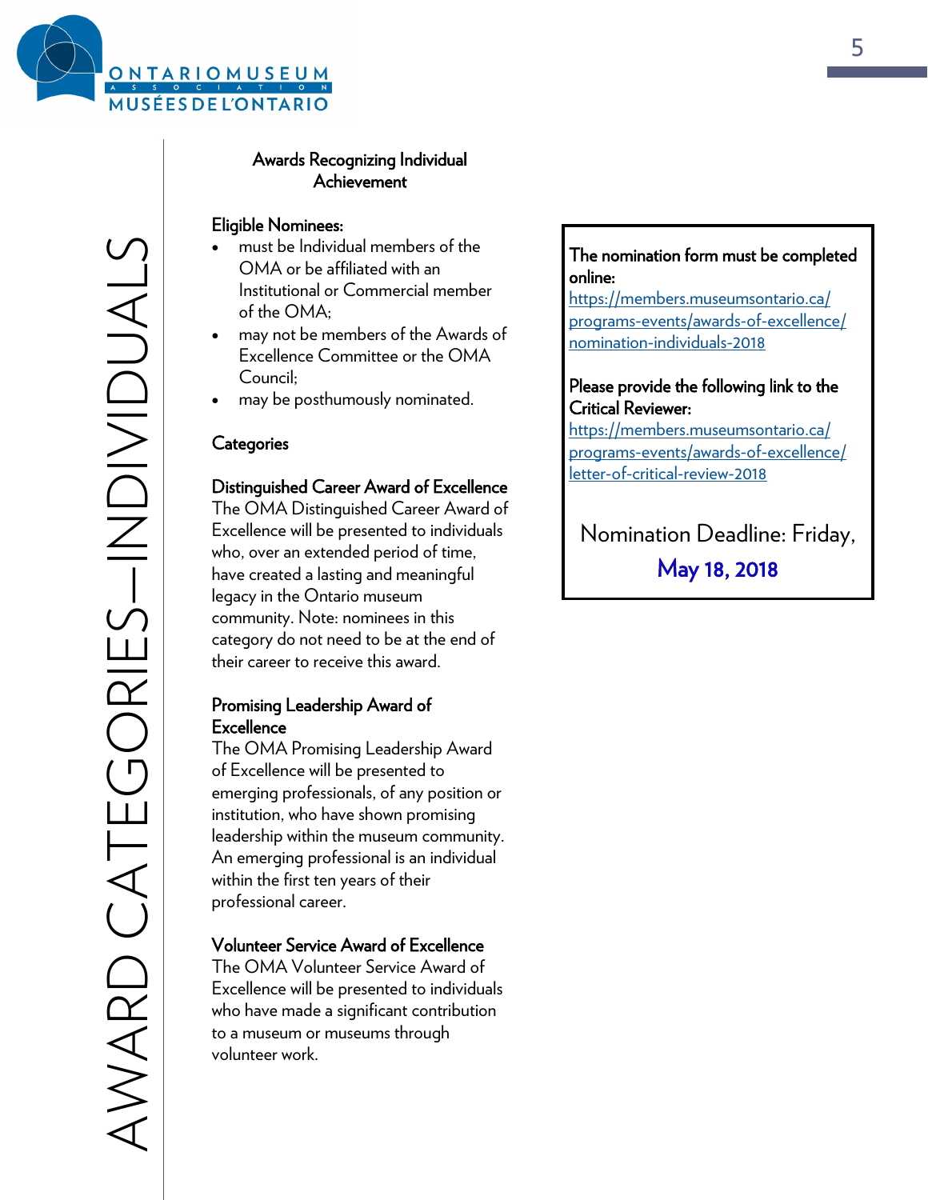# AWARD CATEGORIES—INDIVIDUALS

## Awards Recognizing Individual Achievement

**Eligible Nominees:**

- must be Individual members of the OMA or be affiliated with an Institutional or Commercial member of the OMA;
- may not be members of the Awards of Excellence Committee or the OMA Council;
- may be posthumously nominated.

### Categories

**Distinguished Career Award of Excellence**

The OMA Distinguished Career Award of Excellence will be presented to individuals who, over an extended period of time, have created a lasting and meaningful legacy in the Ontario museum community. Note: nominees in this category do not need to be at the end of their career to receive this award.

**Promising Leadership Award of Excellence**

The OMA Promising Leadership Award of Excellence will be presented to emerging professionals, of any position or institution, who have shown promising leadership within the museum community. An emerging professional is an individual within the first ten years of their professional career.

**Volunteer Service Award of Excellence**

The OMA Volunteer Service Award of Excellence will be presented to individuals who have made a significant contribution to a museum or museums through volunteer work.

**The nomination form must be completed online:**
https://members.museumsontario.ca/programs-events/awards-of-excellence/nomination-individuals-2018

**Please provide the following link to the Critical Reviewer:**
https://members.museumsontario.ca/programs-events/awards-of-excellence/letter-of-critical-review-2018

Nomination Deadline: Friday, **May 18, 2018**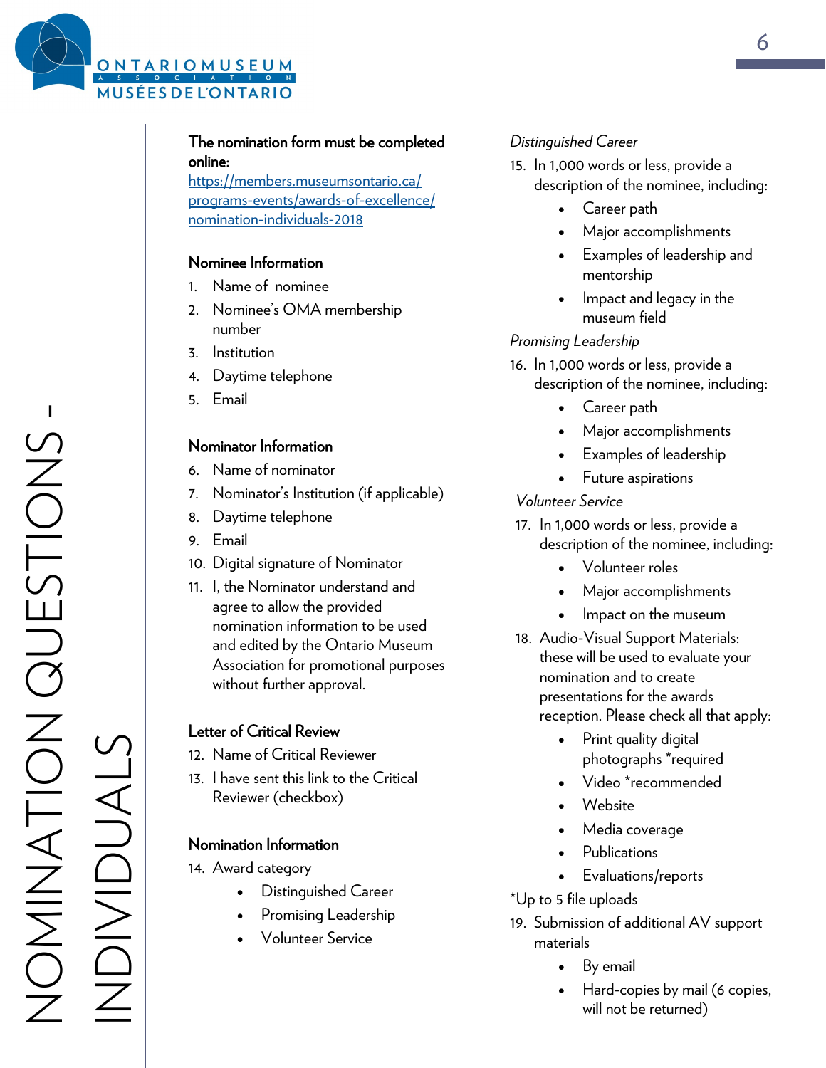# NOMINATION QUESTIONS – INDIVIDUALS

**The nomination form must be completed online:**
[https://members.museumsontario.ca/programs-events/awards-of-excellence/nomination-individuals-2018](https://members.museumsontario.ca/programs-events/awards-of-excellence/nomination-individuals-2018)

## Nominee Information

1. Name of nominee
2. Nominee's OMA membership number
3. Institution
4. Daytime telephone
5. Email

## Nominator Information

6. Name of nominator
7. Nominator's Institution (if applicable)
8. Daytime telephone
9. Email
10. Digital signature of Nominator
11. I, the Nominator understand and agree to allow the provided nomination information to be used and edited by the Ontario Museum Association for promotional purposes without further approval.

## Letter of Critical Review

12. Name of Critical Reviewer
13. I have sent this link to the Critical Reviewer (checkbox)

## Nomination Information

14. Award category
    - Distinguished Career
    - Promising Leadership
    - Volunteer Service

*Distinguished Career*

15. In 1,000 words or less, provide a description of the nominee, including:
    - Career path
    - Major accomplishments
    - Examples of leadership and mentorship
    - Impact and legacy in the museum field

*Promising Leadership*

16. In 1,000 words or less, provide a description of the nominee, including:
    - Career path
    - Major accomplishments
    - Examples of leadership
    - Future aspirations

*Volunteer Service*

17. In 1,000 words or less, provide a description of the nominee, including:
    - Volunteer roles
    - Major accomplishments
    - Impact on the museum
18. Audio-Visual Support Materials: these will be used to evaluate your nomination and to create presentations for the awards reception. Please check all that apply:
    - Print quality digital photographs *required
    - Video *recommended
    - Website
    - Media coverage
    - Publications
    - Evaluations/reports

*Up to 5 file uploads

19. Submission of additional AV support materials
    - By email
    - Hard-copies by mail (6 copies, will not be returned)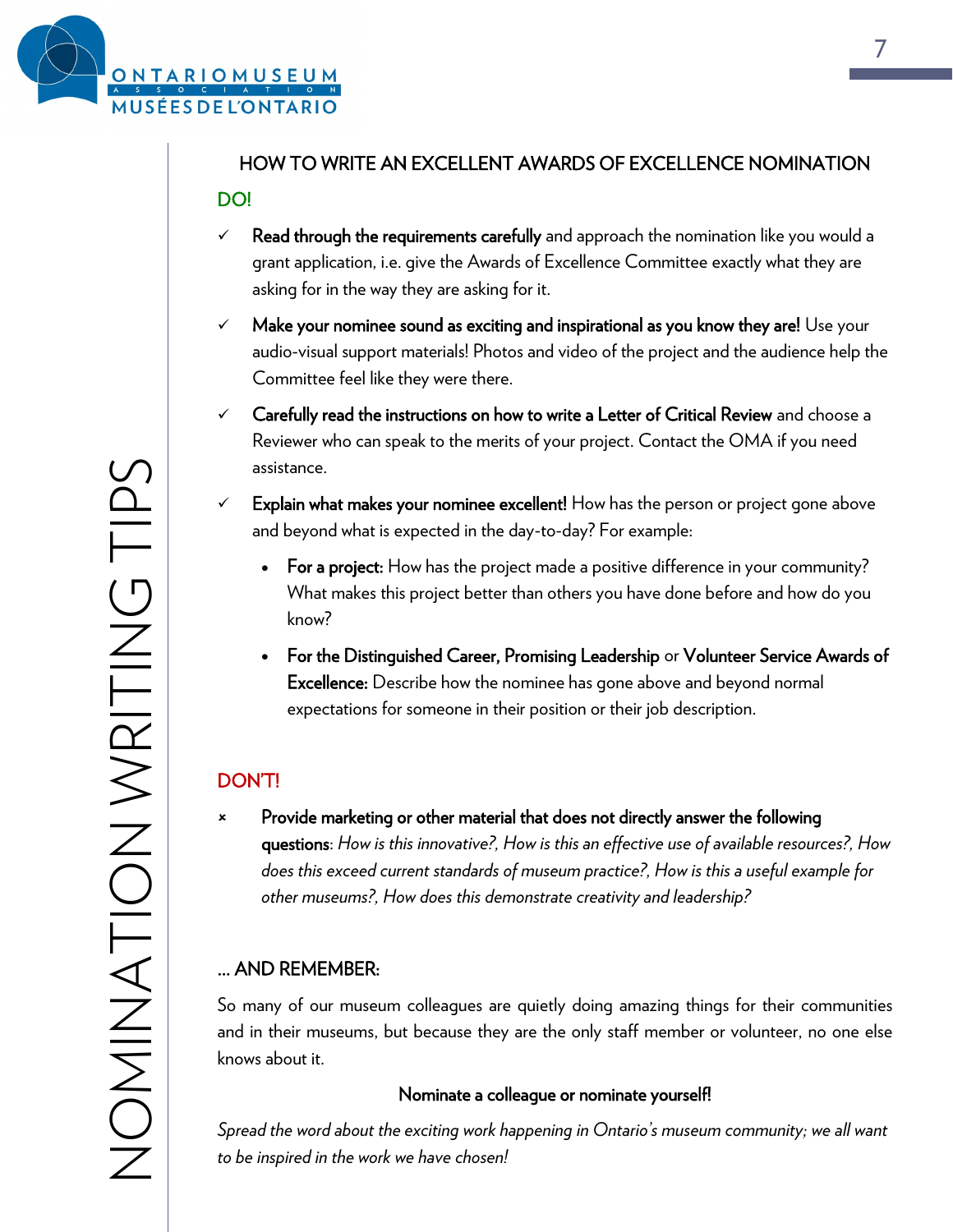# NOMINATION WRITING TIPS

## HOW TO WRITE AN EXCELLENT AWARDS OF EXCELLENCE NOMINATION

### DO!

- ✓ **Read through the requirements carefully** and approach the nomination like you would a grant application, i.e. give the Awards of Excellence Committee exactly what they are asking for in the way they are asking for it.
- ✓ **Make your nominee sound as exciting and inspirational as you know they are!** Use your audio-visual support materials! Photos and video of the project and the audience help the Committee feel like they were there.
- ✓ **Carefully read the instructions on how to write a Letter of Critical Review** and choose a Reviewer who can speak to the merits of your project. Contact the OMA if you need assistance.
- ✓ **Explain what makes your nominee excellent!** How has the person or project gone above and beyond what is expected in the day-to-day? For example:
  - **For a project:** How has the project made a positive difference in your community? What makes this project better than others you have done before and how do you know?
  - **For the Distinguished Career, Promising Leadership** or **Volunteer Service Awards of Excellence:** Describe how the nominee has gone above and beyond normal expectations for someone in their position or their job description.

### DON'T!

- × **Provide marketing or other material that does not directly answer the following questions**: *How is this innovative?, How is this an effective use of available resources?, How does this exceed current standards of museum practice?, How is this a useful example for other museums?, How does this demonstrate creativity and leadership?*

### … AND REMEMBER:

So many of our museum colleagues are quietly doing amazing things for their communities and in their museums, but because they are the only staff member or volunteer, no one else knows about it.

**Nominate a colleague or nominate yourself!**

*Spread the word about the exciting work happening in Ontario's museum community; we all want to be inspired in the work we have chosen!*